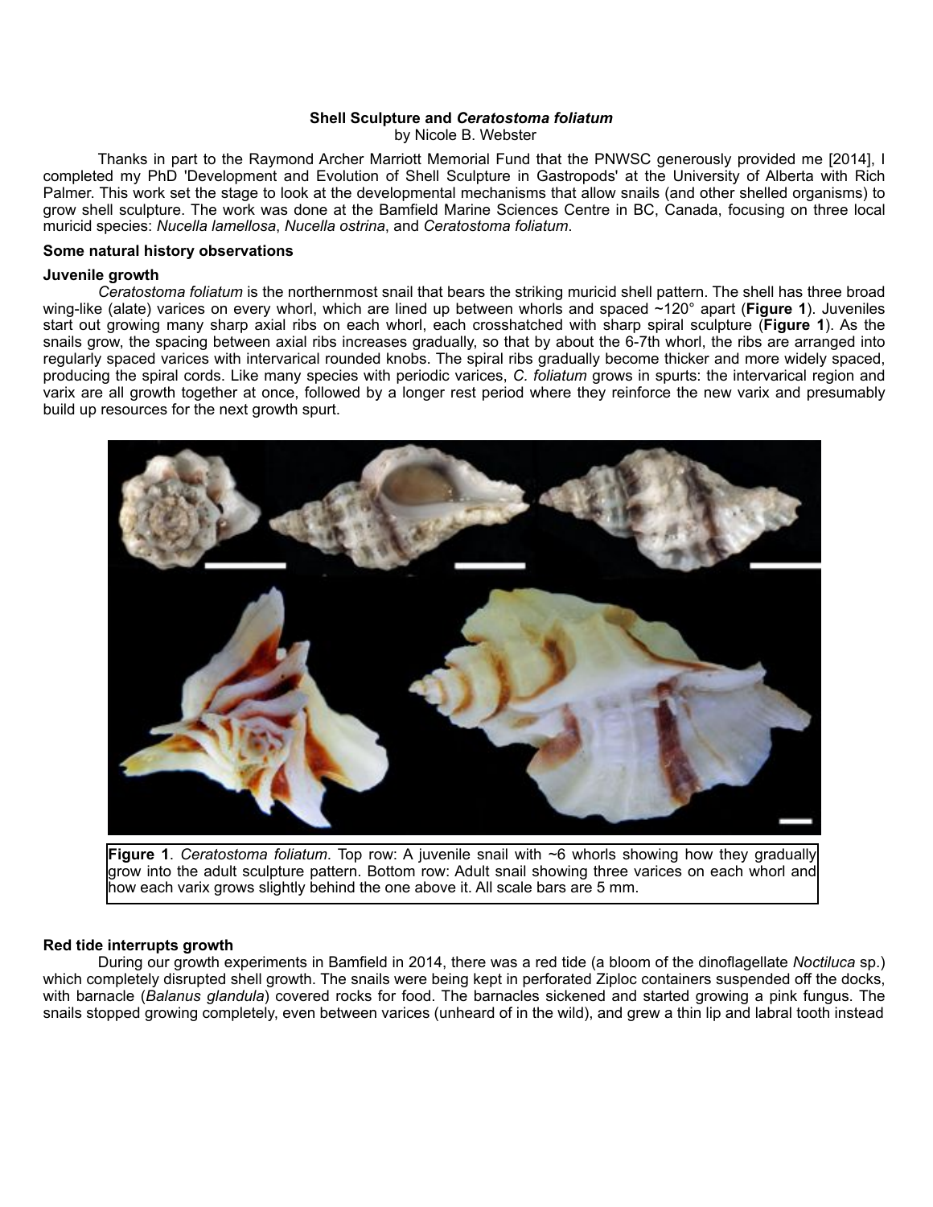**Shell Sculpture and *Ceratostoma foliatum***

by Nicole B. Webster

Thanks in part to the Raymond Archer Marriott Memorial Fund that the PNWSC generously provided me [2014], I completed my PhD 'Development and Evolution of Shell Sculpture in Gastropods' at the University of Alberta with Rich Palmer. This work set the stage to look at the developmental mechanisms that allow snails (and other shelled organisms) to grow shell sculpture. The work was done at the Bamfield Marine Sciences Centre in BC, Canada, focusing on three local muricid species: *Nucella lamellosa*, *Nucella ostrina*, and *Ceratostoma foliatum*.

## Some natural history observations

### Juvenile growth

*Ceratostoma foliatum* is the northernmost snail that bears the striking muricid shell pattern. The shell has three broad wing-like (alate) varices on every whorl, which are lined up between whorls and spaced ~120° apart (**Figure 1**). Juveniles start out growing many sharp axial ribs on each whorl, each crosshatched with sharp spiral sculpture (**Figure 1**). As the snails grow, the spacing between axial ribs increases gradually, so that by about the 6-7th whorl, the ribs are arranged into regularly spaced varices with intervarical rounded knobs. The spiral ribs gradually become thicker and more widely spaced, producing the spiral cords. Like many species with periodic varices, *C. foliatum* grows in spurts: the intervarical region and varix are all growth together at once, followed by a longer rest period where they reinforce the new varix and presumably build up resources for the next growth spurt.

**Figure 1**. *Ceratostoma foliatum*. Top row: A juvenile snail with ~6 whorls showing how they gradually grow into the adult sculpture pattern. Bottom row: Adult snail showing three varices on each whorl and how each varix grows slightly behind the one above it. All scale bars are 5 mm.

### Red tide interrupts growth

During our growth experiments in Bamfield in 2014, there was a red tide (a bloom of the dinoflagellate *Noctiluca* sp.) which completely disrupted shell growth. The snails were being kept in perforated Ziploc containers suspended off the docks, with barnacle (*Balanus glandula*) covered rocks for food. The barnacles sickened and started growing a pink fungus. The snails stopped growing completely, even between varices (unheard of in the wild), and grew a thin lip and labral tooth instead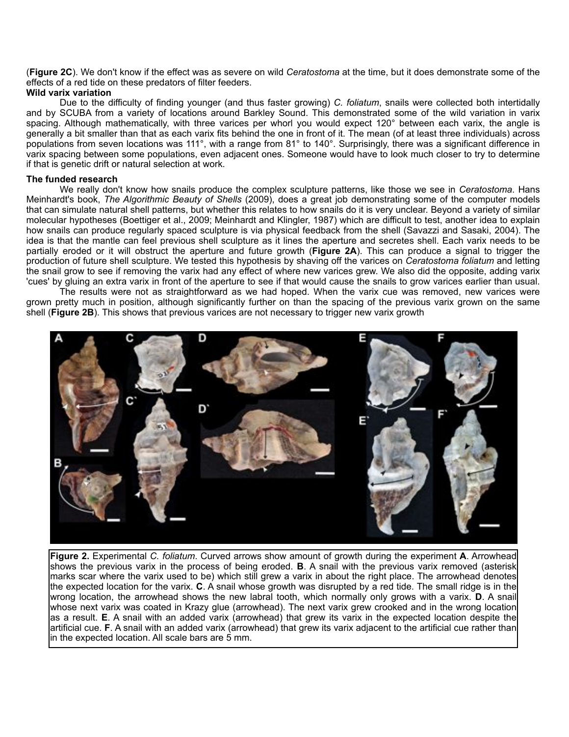(**Figure 2C**). We don't know if the effect was as severe on wild *Ceratostoma* at the time, but it does demonstrate some of the effects of a red tide on these predators of filter feeders.

**Wild varix variation**

Due to the difficulty of finding younger (and thus faster growing) *C. foliatum*, snails were collected both intertidally and by SCUBA from a variety of locations around Barkley Sound. This demonstrated some of the wild variation in varix spacing. Although mathematically, with three varices per whorl you would expect 120° between each varix, the angle is generally a bit smaller than that as each varix fits behind the one in front of it. The mean (of at least three individuals) across populations from seven locations was 111°, with a range from 81° to 140°. Surprisingly, there was a significant difference in varix spacing between some populations, even adjacent ones. Someone would have to look much closer to try to determine if that is genetic drift or natural selection at work.

**The funded research**

We really don't know how snails produce the complex sculpture patterns, like those we see in *Ceratostoma*. Hans Meinhardt's book, *The Algorithmic Beauty of Shells* (2009), does a great job demonstrating some of the computer models that can simulate natural shell patterns, but whether this relates to how snails do it is very unclear. Beyond a variety of similar molecular hypotheses (Boettiger et al., 2009; Meinhardt and Klingler, 1987) which are difficult to test, another idea to explain how snails can produce regularly spaced sculpture is via physical feedback from the shell (Savazzi and Sasaki, 2004). The idea is that the mantle can feel previous shell sculpture as it lines the aperture and secretes shell. Each varix needs to be partially eroded or it will obstruct the aperture and future growth (**Figure 2A**). This can produce a signal to trigger the production of future shell sculpture. We tested this hypothesis by shaving off the varices on *Ceratostoma foliatum* and letting the snail grow to see if removing the varix had any effect of where new varices grew. We also did the opposite, adding varix 'cues' by gluing an extra varix in front of the aperture to see if that would cause the snails to grow varices earlier than usual.

The results were not as straightforward as we had hoped. When the varix cue was removed, new varices were grown pretty much in position, although significantly further on than the spacing of the previous varix grown on the same shell (**Figure 2B**). This shows that previous varices are not necessary to trigger new varix growth

**Figure 2.** Experimental *C. foliatum*. Curved arrows show amount of growth during the experiment **A**. Arrowhead shows the previous varix in the process of being eroded. **B**. A snail with the previous varix removed (asterisk marks scar where the varix used to be) which still grew a varix in about the right place. The arrowhead denotes the expected location for the varix. **C**. A snail whose growth was disrupted by a red tide. The small ridge is in the wrong location, the arrowhead shows the new labral tooth, which normally only grows with a varix. **D**. A snail whose next varix was coated in Krazy glue (arrowhead). The next varix grew crooked and in the wrong location as a result. **E**. A snail with an added varix (arrowhead) that grew its varix in the expected location despite the artificial cue. **F**. A snail with an added varix (arrowhead) that grew its varix adjacent to the artificial cue rather than in the expected location. All scale bars are 5 mm.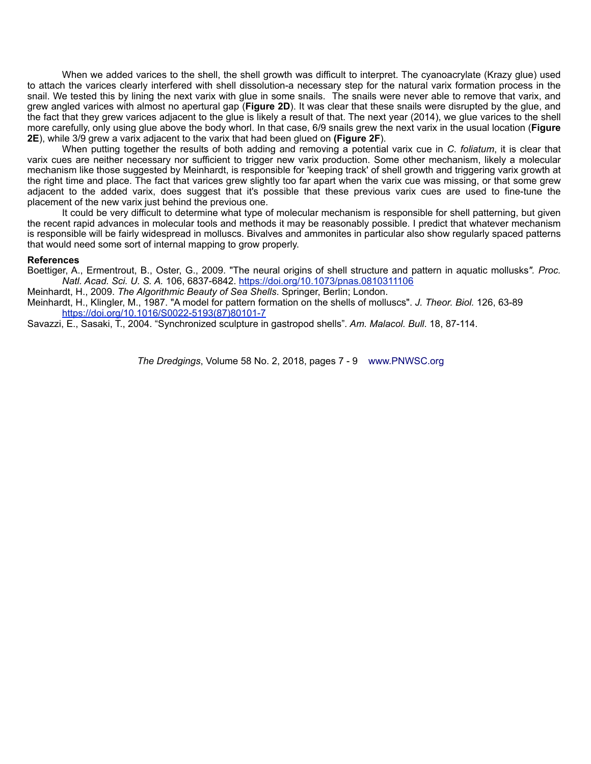When we added varices to the shell, the shell growth was difficult to interpret. The cyanoacrylate (Krazy glue) used to attach the varices clearly interfered with shell dissolution-a necessary step for the natural varix formation process in the snail. We tested this by lining the next varix with glue in some snails. The snails were never able to remove that varix, and grew angled varices with almost no apertural gap (**Figure 2D**). It was clear that these snails were disrupted by the glue, and the fact that they grew varices adjacent to the glue is likely a result of that. The next year (2014), we glue varices to the shell more carefully, only using glue above the body whorl. In that case, 6/9 snails grew the next varix in the usual location (**Figure 2E**), while 3/9 grew a varix adjacent to the varix that had been glued on **(Figure 2F**).

When putting together the results of both adding and removing a potential varix cue in *C. foliatum*, it is clear that varix cues are neither necessary nor sufficient to trigger new varix production. Some other mechanism, likely a molecular mechanism like those suggested by Meinhardt, is responsible for 'keeping track' of shell growth and triggering varix growth at the right time and place. The fact that varices grew slightly too far apart when the varix cue was missing, or that some grew adjacent to the added varix, does suggest that it's possible that these previous varix cues are used to fine-tune the placement of the new varix just behind the previous one.

It could be very difficult to determine what type of molecular mechanism is responsible for shell patterning, but given the recent rapid advances in molecular tools and methods it may be reasonably possible. I predict that whatever mechanism is responsible will be fairly widespread in molluscs. Bivalves and ammonites in particular also show regularly spaced patterns that would need some sort of internal mapping to grow properly.

**References**

Boettiger, A., Ermentrout, B., Oster, G., 2009. "The neural origins of shell structure and pattern in aquatic mollusks*". Proc. Natl. Acad. Sci. U. S. A.* 106, 6837-6842. https://doi.org/10.1073/pnas.0810311106

Meinhardt, H., 2009. *The Algorithmic Beauty of Sea Shells*. Springer, Berlin; London.

Meinhardt, H., Klingler, M., 1987. "A model for pattern formation on the shells of molluscs". *J. Theor. Biol.* 126, 63-89 https://doi.org/10.1016/S0022-5193(87)80101-7

Savazzi, E., Sasaki, T., 2004. "Synchronized sculpture in gastropod shells". *Am. Malacol. Bull*. 18, 87-114.

*The Dredgings*, Volume 58 No. 2, 2018, pages 7 - 9 www.PNWSC.org